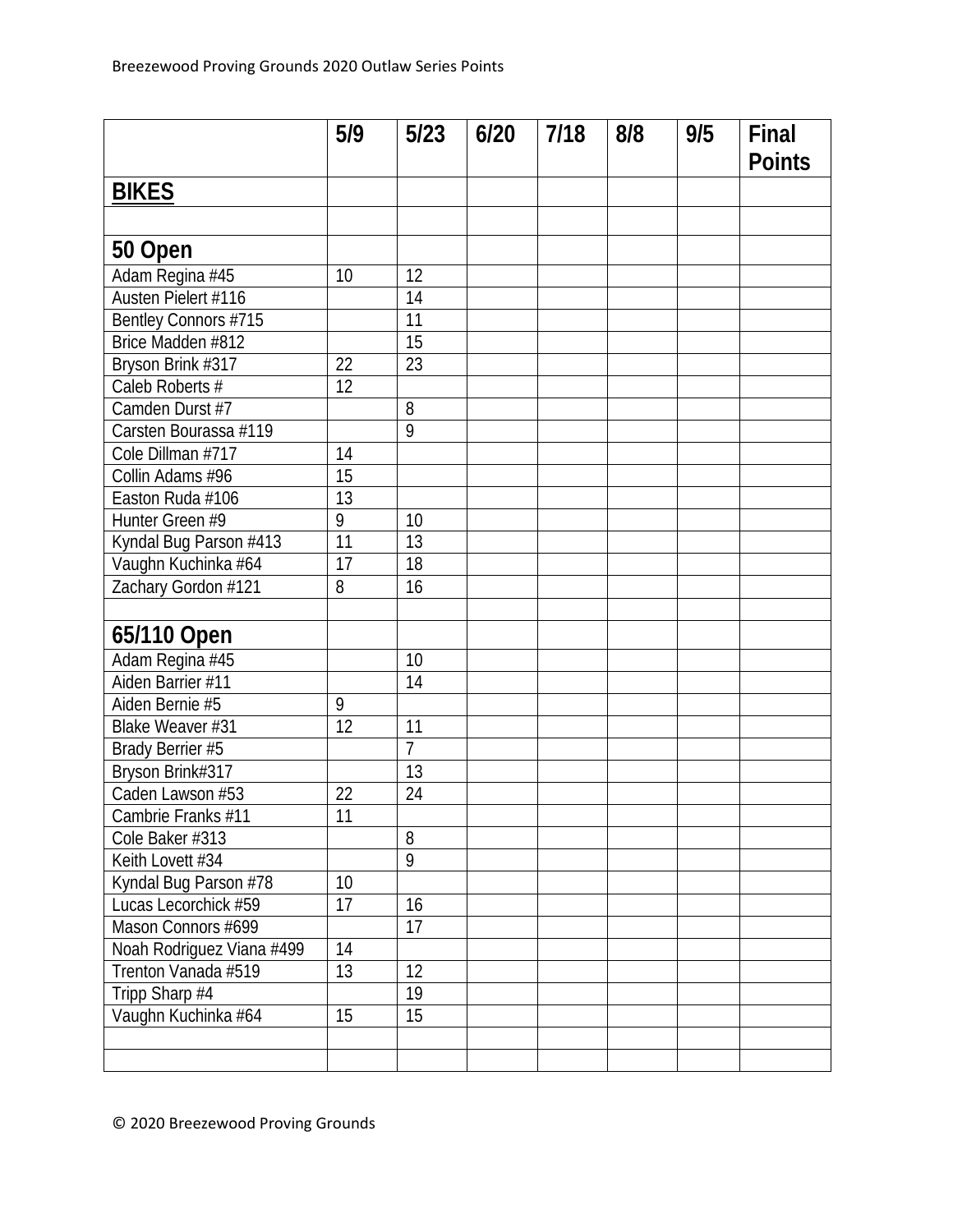| | 5/9 | 5/23 | 6/20 | 7/18 | 8/8 | 9/5 | Final Points |
|---|---|---|---|---|---|---|---|
| **BIKES** | | | | | | | |
| | | | | | | | |
| **50 Open** | | | | | | | |
| Adam Regina #45 | 10 | 12 | | | | | |
| Austen Pielert #116 | | 14 | | | | | |
| Bentley Connors #715 | | 11 | | | | | |
| Brice Madden #812 | | 15 | | | | | |
| Bryson Brink #317 | 22 | 23 | | | | | |
| Caleb Roberts # | 12 | | | | | | |
| Camden Durst #7 | | 8 | | | | | |
| Carsten Bourassa #119 | | 9 | | | | | |
| Cole Dillman #717 | 14 | | | | | | |
| Collin Adams #96 | 15 | | | | | | |
| Easton Ruda #106 | 13 | | | | | | |
| Hunter Green #9 | 9 | 10 | | | | | |
| Kyndal Bug Parson #413 | 11 | 13 | | | | | |
| Vaughn Kuchinka #64 | 17 | 18 | | | | | |
| Zachary Gordon #121 | 8 | 16 | | | | | |
| | | | | | | | |
| **65/110 Open** | | | | | | | |
| Adam Regina #45 | | 10 | | | | | |
| Aiden Barrier #11 | | 14 | | | | | |
| Aiden Bernie #5 | 9 | | | | | | |
| Blake Weaver #31 | 12 | 11 | | | | | |
| Brady Berrier #5 | | 7 | | | | | |
| Bryson Brink#317 | | 13 | | | | | |
| Caden Lawson #53 | 22 | 24 | | | | | |
| Cambrie Franks #11 | 11 | | | | | | |
| Cole Baker #313 | | 8 | | | | | |
| Keith Lovett #34 | | 9 | | | | | |
| Kyndal Bug Parson #78 | 10 | | | | | | |
| Lucas Lecorchick #59 | 17 | 16 | | | | | |
| Mason Connors #699 | | 17 | | | | | |
| Noah Rodriguez Viana #499 | 14 | | | | | | |
| Trenton Vanada #519 | 13 | 12 | | | | | |
| Tripp Sharp #4 | | 19 | | | | | |
| Vaughn Kuchinka #64 | 15 | 15 | | | | | |
| | | | | | | | |
| | | | | | | | |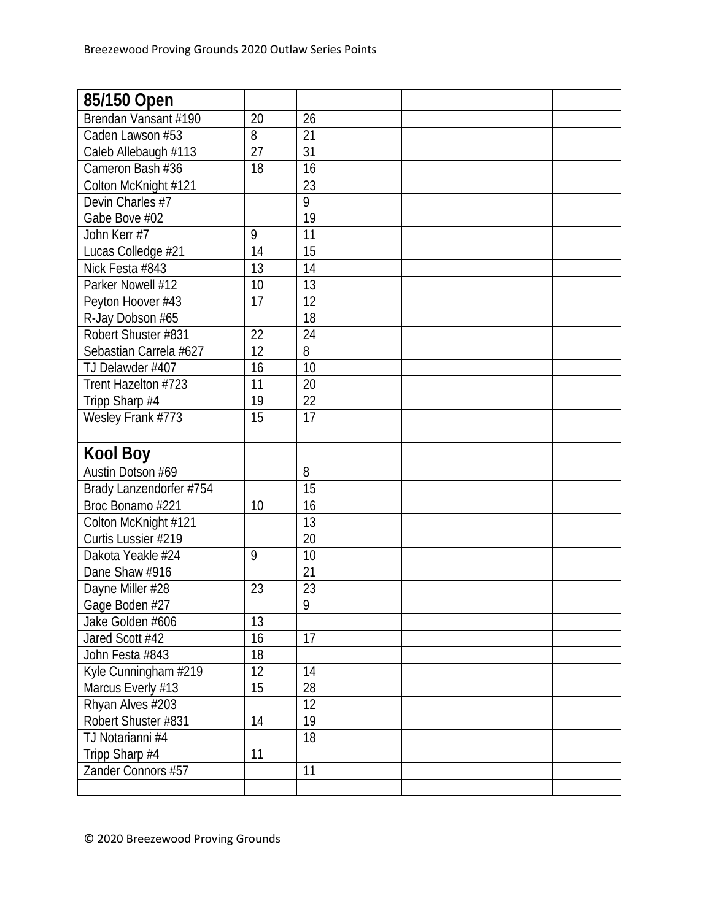| 85/150 Open | | | | | | | |
|---|---|---|---|---|---|---|---|
| Brendan Vansant #190 | 20 | 26 | | | | | |
| Caden Lawson #53 | 8 | 21 | | | | | |
| Caleb Allebaugh #113 | 27 | 31 | | | | | |
| Cameron Bash #36 | 18 | 16 | | | | | |
| Colton McKnight #121 | | 23 | | | | | |
| Devin Charles #7 | | 9 | | | | | |
| Gabe Bove #02 | | 19 | | | | | |
| John Kerr #7 | 9 | 11 | | | | | |
| Lucas Colledge #21 | 14 | 15 | | | | | |
| Nick Festa #843 | 13 | 14 | | | | | |
| Parker Nowell #12 | 10 | 13 | | | | | |
| Peyton Hoover #43 | 17 | 12 | | | | | |
| R-Jay Dobson #65 | | 18 | | | | | |
| Robert Shuster #831 | 22 | 24 | | | | | |
| Sebastian Carrela #627 | 12 | 8 | | | | | |
| TJ Delawder #407 | 16 | 10 | | | | | |
| Trent Hazelton #723 | 11 | 20 | | | | | |
| Tripp Sharp #4 | 19 | 22 | | | | | |
| Wesley Frank #773 | 15 | 17 | | | | | |
| | | | | | | | |
| **Kool Boy** | | | | | | | |
| Austin Dotson #69 | | 8 | | | | | |
| Brady Lanzendorfer #754 | | 15 | | | | | |
| Broc Bonamo #221 | 10 | 16 | | | | | |
| Colton McKnight #121 | | 13 | | | | | |
| Curtis Lussier #219 | | 20 | | | | | |
| Dakota Yeakle #24 | 9 | 10 | | | | | |
| Dane Shaw #916 | | 21 | | | | | |
| Dayne Miller #28 | 23 | 23 | | | | | |
| Gage Boden #27 | | 9 | | | | | |
| Jake Golden #606 | 13 | | | | | | |
| Jared Scott #42 | 16 | 17 | | | | | |
| John Festa #843 | 18 | | | | | | |
| Kyle Cunningham #219 | 12 | 14 | | | | | |
| Marcus Everly #13 | 15 | 28 | | | | | |
| Rhyan Alves #203 | | 12 | | | | | |
| Robert Shuster #831 | 14 | 19 | | | | | |
| TJ Notarianni #4 | | 18 | | | | | |
| Tripp Sharp #4 | 11 | | | | | | |
| Zander Connors #57 | | 11 | | | | | |
| | | | | | | | |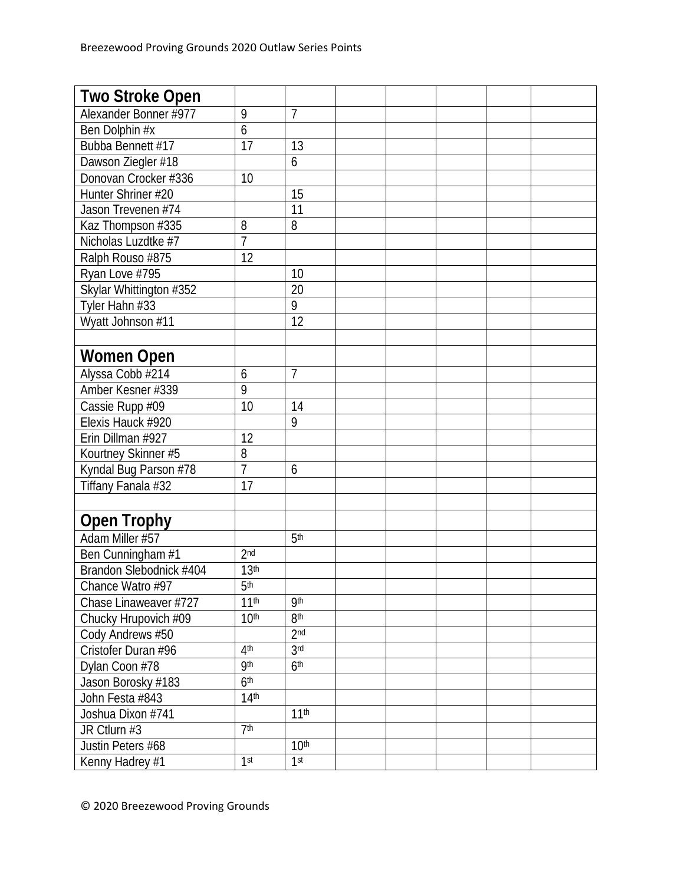| Two Stroke Open | | | | | | | | |
|---|---|---|---|---|---|---|---|---|
| Alexander Bonner #977 | 9 | 7 | | | | | | |
| Ben Dolphin #x | 6 | | | | | | | |
| Bubba Bennett #17 | 17 | 13 | | | | | | |
| Dawson Ziegler #18 | | 6 | | | | | | |
| Donovan Crocker #336 | 10 | | | | | | | |
| Hunter Shriner #20 | | 15 | | | | | | |
| Jason Trevenen #74 | | 11 | | | | | | |
| Kaz Thompson #335 | 8 | 8 | | | | | | |
| Nicholas Luzdtke #7 | 7 | | | | | | | |
| Ralph Rouso #875 | 12 | | | | | | | |
| Ryan Love #795 | | 10 | | | | | | |
| Skylar Whittington #352 | | 20 | | | | | | |
| Tyler Hahn #33 | | 9 | | | | | | |
| Wyatt Johnson #11 | | 12 | | | | | | |
| | | | | | | | | |
| **Women Open** | | | | | | | | |
| Alyssa Cobb #214 | 6 | 7 | | | | | | |
| Amber Kesner #339 | 9 | | | | | | | |
| Cassie Rupp #09 | 10 | 14 | | | | | | |
| Elexis Hauck #920 | | 9 | | | | | | |
| Erin Dillman #927 | 12 | | | | | | | |
| Kourtney Skinner #5 | 8 | | | | | | | |
| Kyndal Bug Parson #78 | 7 | 6 | | | | | | |
| Tiffany Fanala #32 | 17 | | | | | | | |
| | | | | | | | | |
| **Open Trophy** | | | | | | | | |
| Adam Miller #57 | | 5th | | | | | | |
| Ben Cunningham #1 | 2nd | | | | | | | |
| Brandon Slebodnick #404 | 13th | | | | | | | |
| Chance Watro #97 | 5th | | | | | | | |
| Chase Linaweaver #727 | 11th | 9th | | | | | | |
| Chucky Hrupovich #09 | 10th | 8th | | | | | | |
| Cody Andrews #50 | | 2nd | | | | | | |
| Cristofer Duran #96 | 4th | 3rd | | | | | | |
| Dylan Coon #78 | 9th | 6th | | | | | | |
| Jason Borosky #183 | 6th | | | | | | | |
| John Festa #843 | 14th | | | | | | | |
| Joshua Dixon #741 | | 11th | | | | | | |
| JR Ctlurn #3 | 7th | | | | | | | |
| Justin Peters #68 | | 10th | | | | | | |
| Kenny Hadrey #1 | 1st | 1st | | | | | | |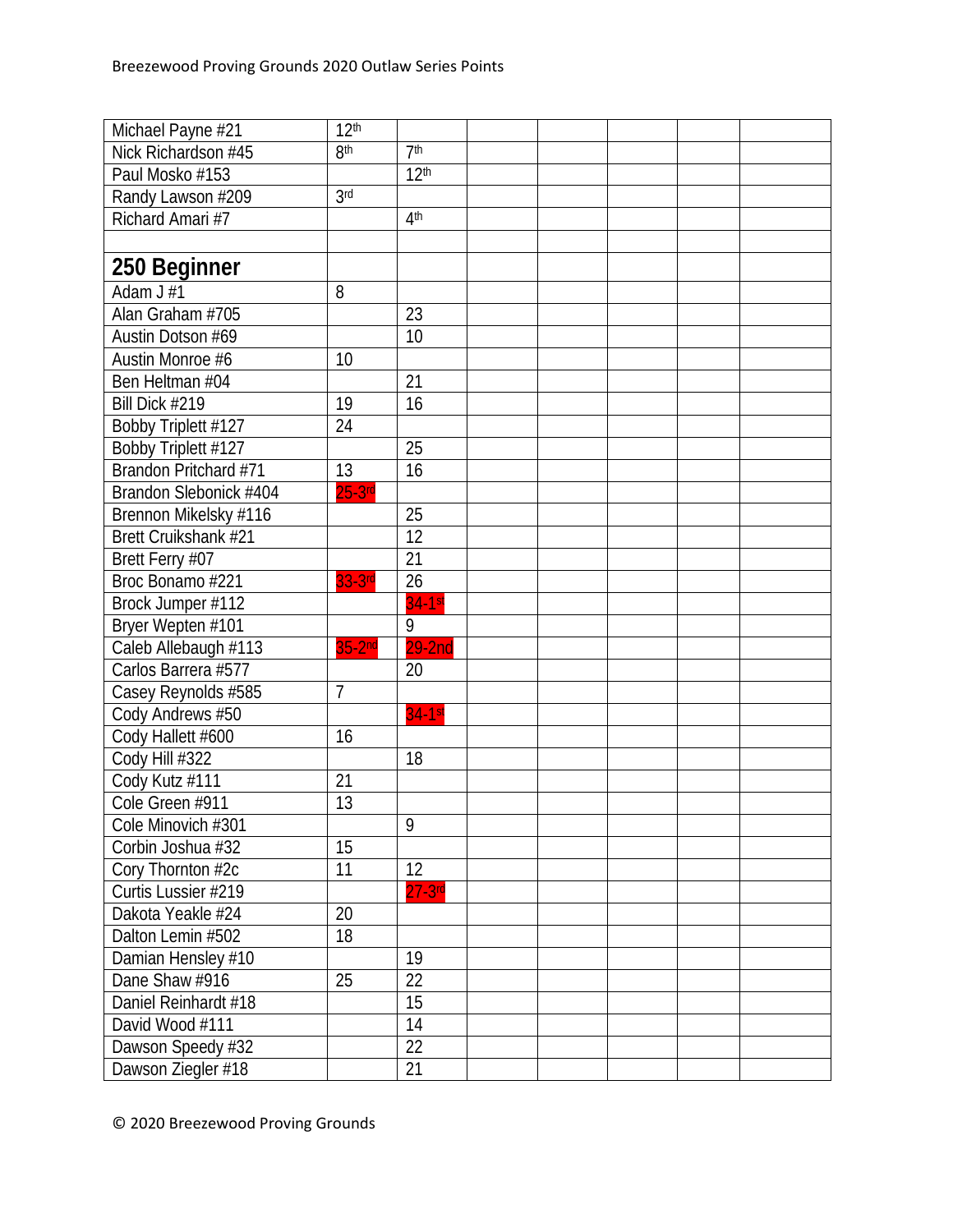| | | | | | | | |
|---|---|---|---|---|---|---|---|
| Michael Payne #21 | 12th | | | | | | |
| Nick Richardson #45 | 8th | 7th | | | | | |
| Paul Mosko #153 | | 12th | | | | | |
| Randy Lawson #209 | 3rd | | | | | | |
| Richard Amari #7 | | 4th | | | | | |
| | | | | | | | |
| **250 Beginner** | | | | | | | |
| Adam J #1 | 8 | | | | | | |
| Alan Graham #705 | | 23 | | | | | |
| Austin Dotson #69 | | 10 | | | | | |
| Austin Monroe #6 | 10 | | | | | | |
| Ben Heltman #04 | | 21 | | | | | |
| Bill Dick #219 | 19 | 16 | | | | | |
| Bobby Triplett #127 | 24 | | | | | | |
| Bobby Triplett #127 | | 25 | | | | | |
| Brandon Pritchard #71 | 13 | 16 | | | | | |
| Brandon Slebonick #404 | 25-3rd | | | | | | |
| Brennon Mikelsky #116 | | 25 | | | | | |
| Brett Cruikshank #21 | | 12 | | | | | |
| Brett Ferry #07 | | 21 | | | | | |
| Broc Bonamo #221 | 33-3rd | 26 | | | | | |
| Brock Jumper #112 | | 34-1st | | | | | |
| Bryer Wepten #101 | | 9 | | | | | |
| Caleb Allebaugh #113 | 35-2nd | 29-2nd | | | | | |
| Carlos Barrera #577 | | 20 | | | | | |
| Casey Reynolds #585 | 7 | | | | | | |
| Cody Andrews #50 | | 34-1st | | | | | |
| Cody Hallett #600 | 16 | | | | | | |
| Cody Hill #322 | | 18 | | | | | |
| Cody Kutz #111 | 21 | | | | | | |
| Cole Green #911 | 13 | | | | | | |
| Cole Minovich #301 | | 9 | | | | | |
| Corbin Joshua #32 | 15 | | | | | | |
| Cory Thornton #2c | 11 | 12 | | | | | |
| Curtis Lussier #219 | | 27-3rd | | | | | |
| Dakota Yeakle #24 | 20 | | | | | | |
| Dalton Lemin #502 | 18 | | | | | | |
| Damian Hensley #10 | | 19 | | | | | |
| Dane Shaw #916 | 25 | 22 | | | | | |
| Daniel Reinhardt #18 | | 15 | | | | | |
| David Wood #111 | | 14 | | | | | |
| Dawson Speedy #32 | | 22 | | | | | |
| Dawson Ziegler #18 | | 21 | | | | | |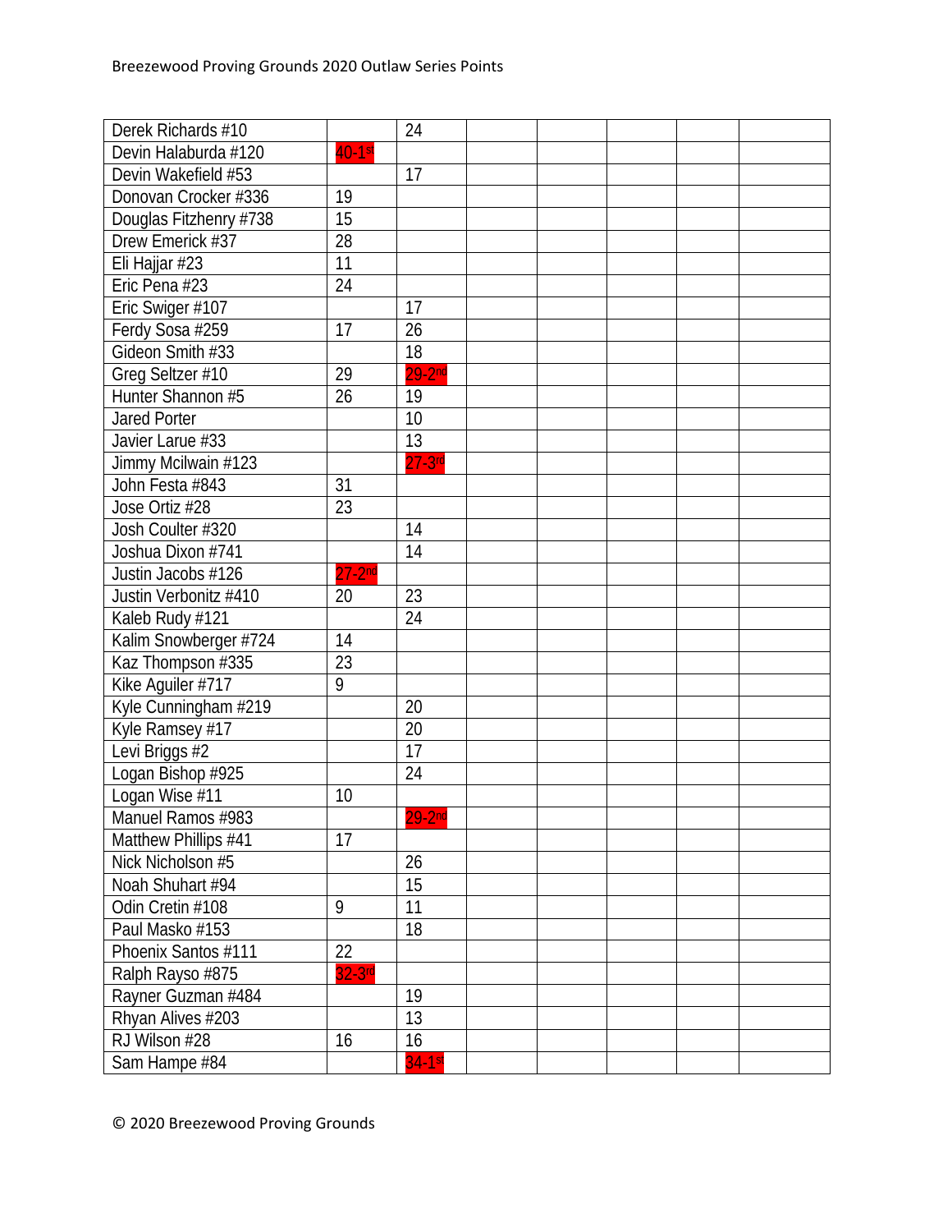| | | | | | | | |
|---|---|---|---|---|---|---|---|
| Derek Richards #10 | | 24 | | | | | |
| Devin Halaburda #120 | 40-1st | | | | | | |
| Devin Wakefield #53 | | 17 | | | | | |
| Donovan Crocker #336 | 19 | | | | | | |
| Douglas Fitzhenry #738 | 15 | | | | | | |
| Drew Emerick #37 | 28 | | | | | | |
| Eli Hajjar #23 | 11 | | | | | | |
| Eric Pena #23 | 24 | | | | | | |
| Eric Swiger #107 | | 17 | | | | | |
| Ferdy Sosa #259 | 17 | 26 | | | | | |
| Gideon Smith #33 | | 18 | | | | | |
| Greg Seltzer #10 | 29 | 29-2nd | | | | | |
| Hunter Shannon #5 | 26 | 19 | | | | | |
| Jared Porter | | 10 | | | | | |
| Javier Larue #33 | | 13 | | | | | |
| Jimmy Mcilwain #123 | | 27-3rd | | | | | |
| John Festa #843 | 31 | | | | | | |
| Jose Ortiz #28 | 23 | | | | | | |
| Josh Coulter #320 | | 14 | | | | | |
| Joshua Dixon #741 | | 14 | | | | | |
| Justin Jacobs #126 | 27-2nd | | | | | | |
| Justin Verbonitz #410 | 20 | 23 | | | | | |
| Kaleb Rudy #121 | | 24 | | | | | |
| Kalim Snowberger #724 | 14 | | | | | | |
| Kaz Thompson #335 | 23 | | | | | | |
| Kike Aguiler #717 | 9 | | | | | | |
| Kyle Cunningham #219 | | 20 | | | | | |
| Kyle Ramsey #17 | | 20 | | | | | |
| Levi Briggs #2 | | 17 | | | | | |
| Logan Bishop #925 | | 24 | | | | | |
| Logan Wise #11 | 10 | | | | | | |
| Manuel Ramos #983 | | 29-2nd | | | | | |
| Matthew Phillips #41 | 17 | | | | | | |
| Nick Nicholson #5 | | 26 | | | | | |
| Noah Shuhart #94 | | 15 | | | | | |
| Odin Cretin #108 | 9 | 11 | | | | | |
| Paul Masko #153 | | 18 | | | | | |
| Phoenix Santos #111 | 22 | | | | | | |
| Ralph Rayso #875 | 32-3rd | | | | | | |
| Rayner Guzman #484 | | 19 | | | | | |
| Rhyan Alives #203 | | 13 | | | | | |
| RJ Wilson #28 | 16 | 16 | | | | | |
| Sam Hampe #84 | | 34-1st | | | | | |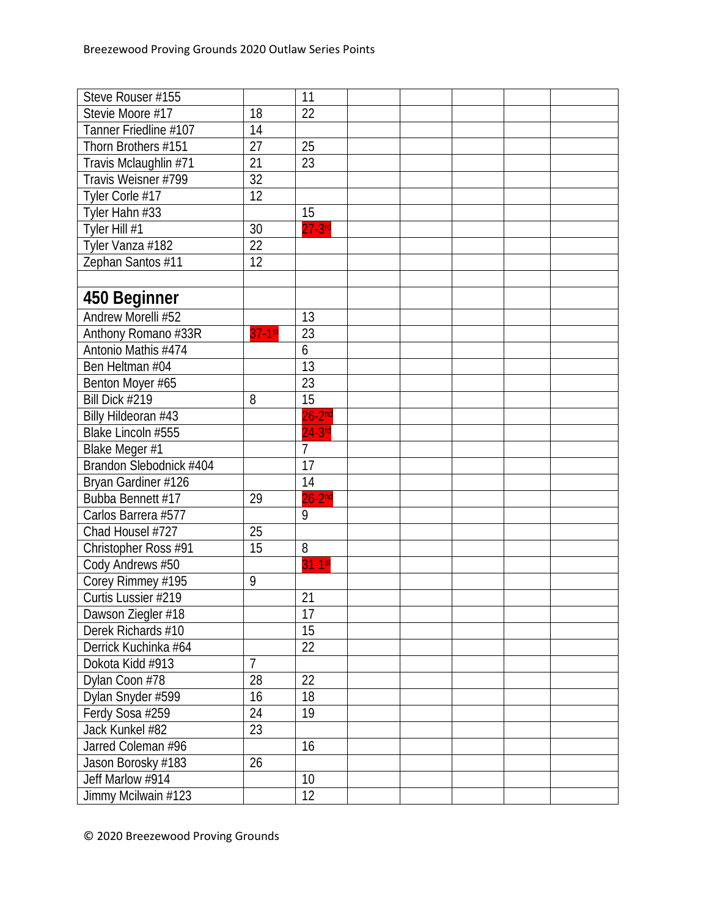| | | | | | | | | |
|---|---|---|---|---|---|---|---|---|
| Steve Rouser #155 | | 11 | | | | | | |
| Stevie Moore #17 | 18 | 22 | | | | | | |
| Tanner Friedline #107 | 14 | | | | | | | |
| Thorn Brothers #151 | 27 | 25 | | | | | | |
| Travis Mclaughlin #71 | 21 | 23 | | | | | | |
| Travis Weisner #799 | 32 | | | | | | | |
| Tyler Corle #17 | 12 | | | | | | | |
| Tyler Hahn #33 | | 15 | | | | | | |
| Tyler Hill #1 | 30 | 27-3rd | | | | | | |
| Tyler Vanza #182 | 22 | | | | | | | |
| Zephan Santos #11 | 12 | | | | | | | |
| | | | | | | | | |
| **450 Beginner** | | | | | | | | |
| Andrew Morelli #52 | | 13 | | | | | | |
| Anthony Romano #33R | 37-1st | 23 | | | | | | |
| Antonio Mathis #474 | | 6 | | | | | | |
| Ben Heltman #04 | | 13 | | | | | | |
| Benton Moyer #65 | | 23 | | | | | | |
| Bill Dick #219 | 8 | 15 | | | | | | |
| Billy Hildeoran #43 | | 26-2nd | | | | | | |
| Blake Lincoln #555 | | 24-3rd | | | | | | |
| Blake Meger #1 | | 7 | | | | | | |
| Brandon Slebodnick #404 | | 17 | | | | | | |
| Bryan Gardiner #126 | | 14 | | | | | | |
| Bubba Bennett #17 | 29 | 26-2nd | | | | | | |
| Carlos Barrera #577 | | 9 | | | | | | |
| Chad Housel #727 | 25 | | | | | | | |
| Christopher Ross #91 | 15 | 8 | | | | | | |
| Cody Andrews #50 | | 31-1st | | | | | | |
| Corey Rimmey #195 | 9 | | | | | | | |
| Curtis Lussier #219 | | 21 | | | | | | |
| Dawson Ziegler #18 | | 17 | | | | | | |
| Derek Richards #10 | | 15 | | | | | | |
| Derrick Kuchinka #64 | | 22 | | | | | | |
| Dokota Kidd #913 | 7 | | | | | | | |
| Dylan Coon #78 | 28 | 22 | | | | | | |
| Dylan Snyder #599 | 16 | 18 | | | | | | |
| Ferdy Sosa #259 | 24 | 19 | | | | | | |
| Jack Kunkel #82 | 23 | | | | | | | |
| Jarred Coleman #96 | | 16 | | | | | | |
| Jason Borosky #183 | 26 | | | | | | | |
| Jeff Marlow #914 | | 10 | | | | | | |
| Jimmy Mcilwain #123 | | 12 | | | | | | |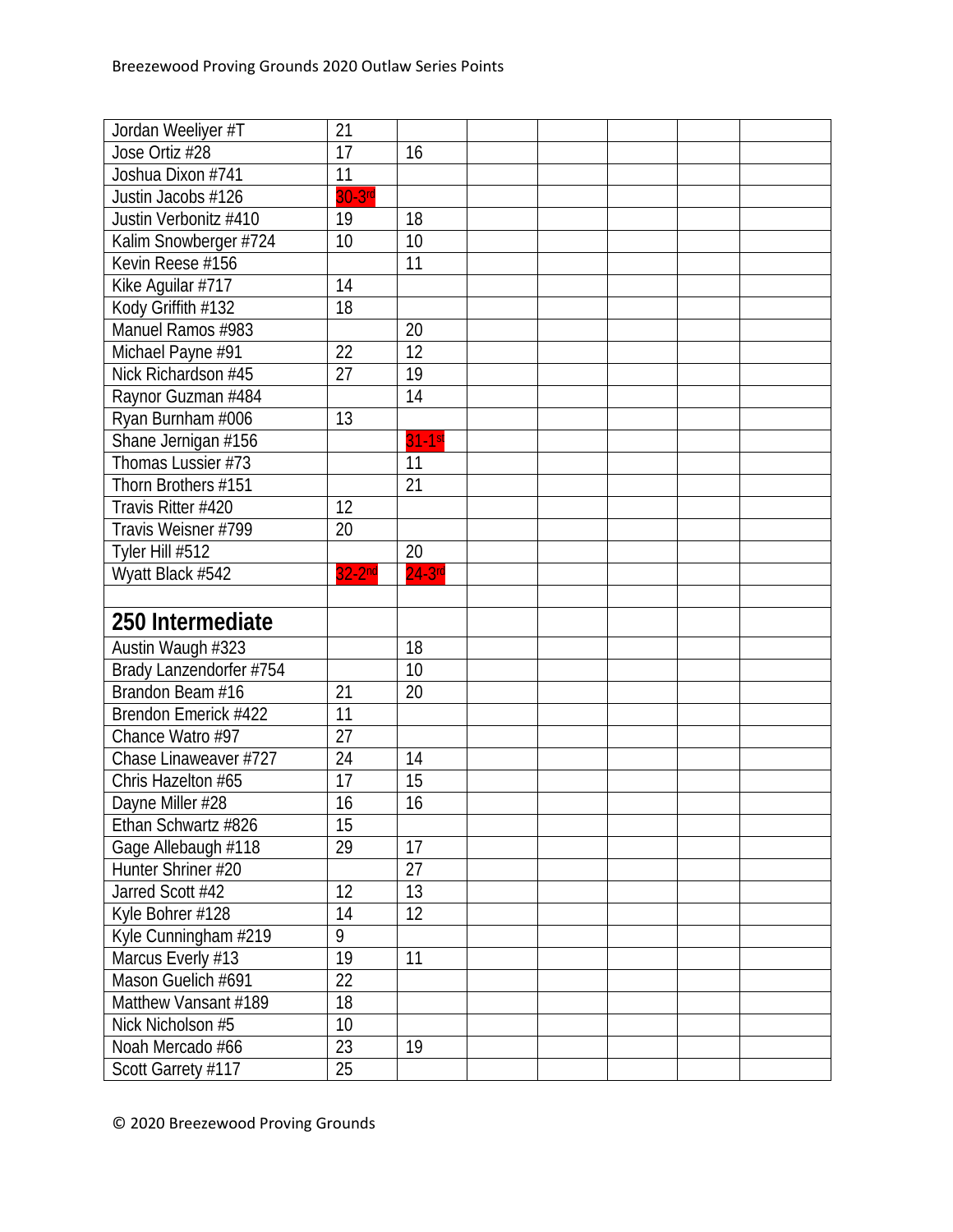| | | | | | | | |
|---|---|---|---|---|---|---|---|
| Jordan Weeliyer #T | 21 | | | | | | |
| Jose Ortiz #28 | 17 | 16 | | | | | |
| Joshua Dixon #741 | 11 | | | | | | |
| Justin Jacobs #126 | 30-3rd | | | | | | |
| Justin Verbonitz #410 | 19 | 18 | | | | | |
| Kalim Snowberger #724 | 10 | 10 | | | | | |
| Kevin Reese #156 | | 11 | | | | | |
| Kike Aguilar #717 | 14 | | | | | | |
| Kody Griffith #132 | 18 | | | | | | |
| Manuel Ramos #983 | | 20 | | | | | |
| Michael Payne #91 | 22 | 12 | | | | | |
| Nick Richardson #45 | 27 | 19 | | | | | |
| Raynor Guzman #484 | | 14 | | | | | |
| Ryan Burnham #006 | 13 | | | | | | |
| Shane Jernigan #156 | | 31-1st | | | | | |
| Thomas Lussier #73 | | 11 | | | | | |
| Thorn Brothers #151 | | 21 | | | | | |
| Travis Ritter #420 | 12 | | | | | | |
| Travis Weisner #799 | 20 | | | | | | |
| Tyler Hill #512 | | 20 | | | | | |
| Wyatt Black #542 | 32-2nd | 24-3rd | | | | | |
| | | | | | | | |
| **250 Intermediate** | | | | | | | |
| Austin Waugh #323 | | 18 | | | | | |
| Brady Lanzendorfer #754 | | 10 | | | | | |
| Brandon Beam #16 | 21 | 20 | | | | | |
| Brendon Emerick #422 | 11 | | | | | | |
| Chance Watro #97 | 27 | | | | | | |
| Chase Linaweaver #727 | 24 | 14 | | | | | |
| Chris Hazelton #65 | 17 | 15 | | | | | |
| Dayne Miller #28 | 16 | 16 | | | | | |
| Ethan Schwartz #826 | 15 | | | | | | |
| Gage Allebaugh #118 | 29 | 17 | | | | | |
| Hunter Shriner #20 | | 27 | | | | | |
| Jarred Scott #42 | 12 | 13 | | | | | |
| Kyle Bohrer #128 | 14 | 12 | | | | | |
| Kyle Cunningham #219 | 9 | | | | | | |
| Marcus Everly #13 | 19 | 11 | | | | | |
| Mason Guelich #691 | 22 | | | | | | |
| Matthew Vansant #189 | 18 | | | | | | |
| Nick Nicholson #5 | 10 | | | | | | |
| Noah Mercado #66 | 23 | 19 | | | | | |
| Scott Garrety #117 | 25 | | | | | | |

© 2020 Breezewood Proving Grounds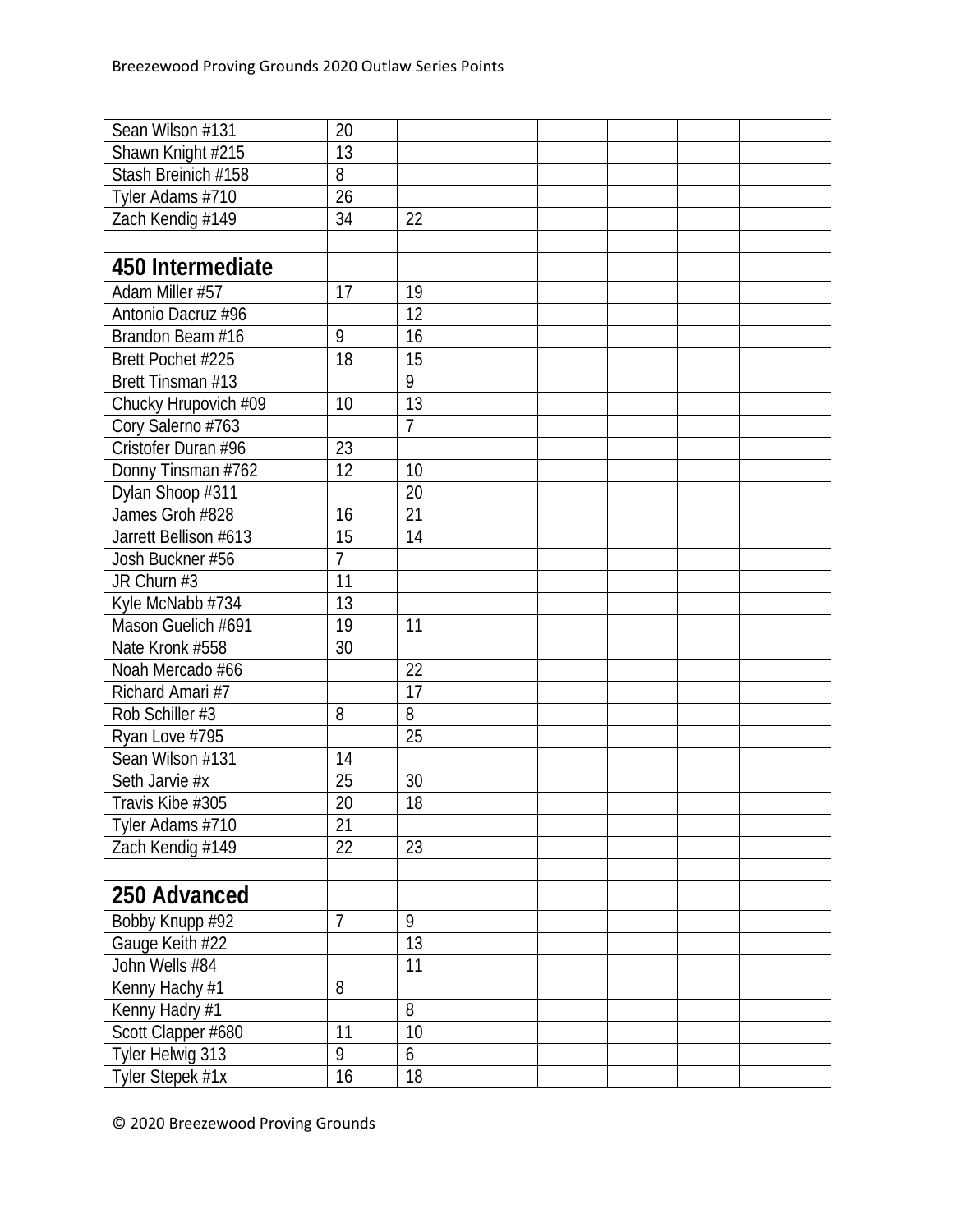| | | | | | | | |
|---|---|---|---|---|---|---|---|
| Sean Wilson #131 | 20 | | | | | | |
| Shawn Knight #215 | 13 | | | | | | |
| Stash Breinich #158 | 8 | | | | | | |
| Tyler Adams #710 | 26 | | | | | | |
| Zach Kendig #149 | 34 | 22 | | | | | |
| | | | | | | | |
| **450 Intermediate** | | | | | | | |
| Adam Miller #57 | 17 | 19 | | | | | |
| Antonio Dacruz #96 | | 12 | | | | | |
| Brandon Beam #16 | 9 | 16 | | | | | |
| Brett Pochet #225 | 18 | 15 | | | | | |
| Brett Tinsman #13 | | 9 | | | | | |
| Chucky Hrupovich #09 | 10 | 13 | | | | | |
| Cory Salerno #763 | | 7 | | | | | |
| Cristofer Duran #96 | 23 | | | | | | |
| Donny Tinsman #762 | 12 | 10 | | | | | |
| Dylan Shoop #311 | | 20 | | | | | |
| James Groh #828 | 16 | 21 | | | | | |
| Jarrett Bellison #613 | 15 | 14 | | | | | |
| Josh Buckner #56 | 7 | | | | | | |
| JR Churn #3 | 11 | | | | | | |
| Kyle McNabb #734 | 13 | | | | | | |
| Mason Guelich #691 | 19 | 11 | | | | | |
| Nate Kronk #558 | 30 | | | | | | |
| Noah Mercado #66 | | 22 | | | | | |
| Richard Amari #7 | | 17 | | | | | |
| Rob Schiller #3 | 8 | 8 | | | | | |
| Ryan Love #795 | | 25 | | | | | |
| Sean Wilson #131 | 14 | | | | | | |
| Seth Jarvie #x | 25 | 30 | | | | | |
| Travis Kibe #305 | 20 | 18 | | | | | |
| Tyler Adams #710 | 21 | | | | | | |
| Zach Kendig #149 | 22 | 23 | | | | | |
| | | | | | | | |
| **250 Advanced** | | | | | | | |
| Bobby Knupp #92 | 7 | 9 | | | | | |
| Gauge Keith #22 | | 13 | | | | | |
| John Wells #84 | | 11 | | | | | |
| Kenny Hachy #1 | 8 | | | | | | |
| Kenny Hadry #1 | | 8 | | | | | |
| Scott Clapper #680 | 11 | 10 | | | | | |
| Tyler Helwig 313 | 9 | 6 | | | | | |
| Tyler Stepek #1x | 16 | 18 | | | | | |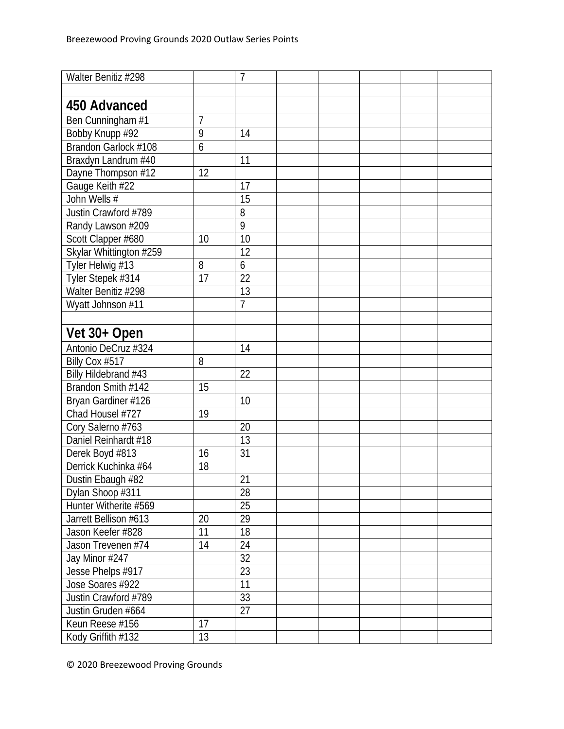| Walter Benitiz #298 | | 7 | | | | | |
|---|---|---|---|---|---|---|---|
| | | | | | | | |
| **450 Advanced** | | | | | | | |
| Ben Cunningham #1 | 7 | | | | | | |
| Bobby Knupp #92 | 9 | 14 | | | | | |
| Brandon Garlock #108 | 6 | | | | | | |
| Braxdyn Landrum #40 | | 11 | | | | | |
| Dayne Thompson #12 | 12 | | | | | | |
| Gauge Keith #22 | | 17 | | | | | |
| John Wells # | | 15 | | | | | |
| Justin Crawford #789 | | 8 | | | | | |
| Randy Lawson #209 | | 9 | | | | | |
| Scott Clapper #680 | 10 | 10 | | | | | |
| Skylar Whittington #259 | | 12 | | | | | |
| Tyler Helwig #13 | 8 | 6 | | | | | |
| Tyler Stepek #314 | 17 | 22 | | | | | |
| Walter Benitiz #298 | | 13 | | | | | |
| Wyatt Johnson #11 | | 7 | | | | | |
| | | | | | | | |
| **Vet 30+ Open** | | | | | | | |
| Antonio DeCruz #324 | | 14 | | | | | |
| Billy Cox #517 | 8 | | | | | | |
| Billy Hildebrand #43 | | 22 | | | | | |
| Brandon Smith #142 | 15 | | | | | | |
| Bryan Gardiner #126 | | 10 | | | | | |
| Chad Housel #727 | 19 | | | | | | |
| Cory Salerno #763 | | 20 | | | | | |
| Daniel Reinhardt #18 | | 13 | | | | | |
| Derek Boyd #813 | 16 | 31 | | | | | |
| Derrick Kuchinka #64 | 18 | | | | | | |
| Dustin Ebaugh #82 | | 21 | | | | | |
| Dylan Shoop #311 | | 28 | | | | | |
| Hunter Witherite #569 | | 25 | | | | | |
| Jarrett Bellison #613 | 20 | 29 | | | | | |
| Jason Keefer #828 | 11 | 18 | | | | | |
| Jason Trevenen #74 | 14 | 24 | | | | | |
| Jay Minor #247 | | 32 | | | | | |
| Jesse Phelps #917 | | 23 | | | | | |
| Jose Soares #922 | | 11 | | | | | |
| Justin Crawford #789 | | 33 | | | | | |
| Justin Gruden #664 | | 27 | | | | | |
| Keun Reese #156 | 17 | | | | | | |
| Kody Griffith #132 | 13 | | | | | | |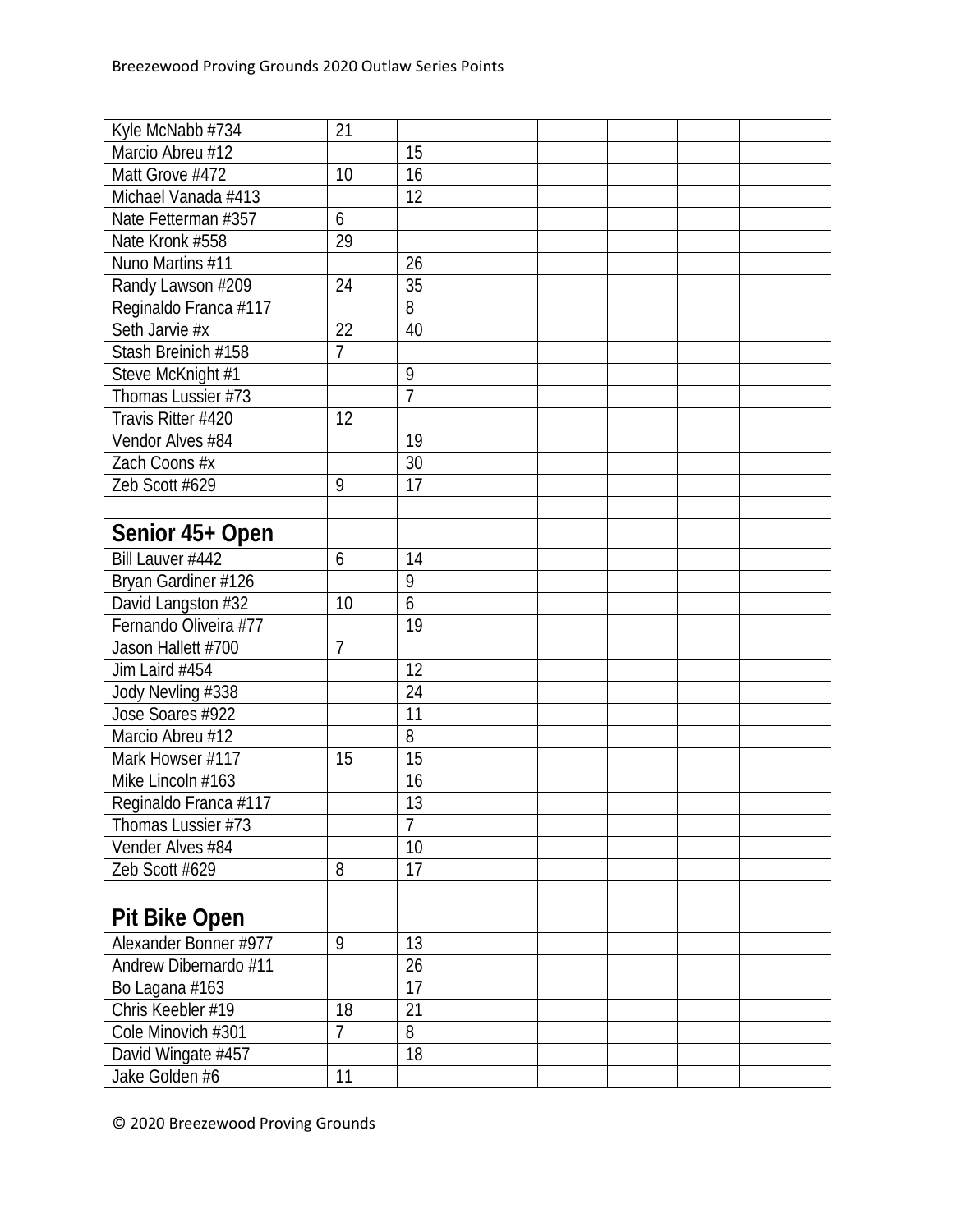| | | | | | | | |
|---|---|---|---|---|---|---|---|
| Kyle McNabb #734 | 21 | | | | | | |
| Marcio Abreu #12 | | 15 | | | | | |
| Matt Grove #472 | 10 | 16 | | | | | |
| Michael Vanada #413 | | 12 | | | | | |
| Nate Fetterman #357 | 6 | | | | | | |
| Nate Kronk #558 | 29 | | | | | | |
| Nuno Martins #11 | | 26 | | | | | |
| Randy Lawson #209 | 24 | 35 | | | | | |
| Reginaldo Franca #117 | | 8 | | | | | |
| Seth Jarvie #x | 22 | 40 | | | | | |
| Stash Breinich #158 | 7 | | | | | | |
| Steve McKnight #1 | | 9 | | | | | |
| Thomas Lussier #73 | | 7 | | | | | |
| Travis Ritter #420 | 12 | | | | | | |
| Vendor Alves #84 | | 19 | | | | | |
| Zach Coons #x | | 30 | | | | | |
| Zeb Scott #629 | 9 | 17 | | | | | |
| | | | | | | | |
| **Senior 45+ Open** | | | | | | | |
| Bill Lauver #442 | 6 | 14 | | | | | |
| Bryan Gardiner #126 | | 9 | | | | | |
| David Langston #32 | 10 | 6 | | | | | |
| Fernando Oliveira #77 | | 19 | | | | | |
| Jason Hallett #700 | 7 | | | | | | |
| Jim Laird #454 | | 12 | | | | | |
| Jody Nevling #338 | | 24 | | | | | |
| Jose Soares #922 | | 11 | | | | | |
| Marcio Abreu #12 | | 8 | | | | | |
| Mark Howser #117 | 15 | 15 | | | | | |
| Mike Lincoln #163 | | 16 | | | | | |
| Reginaldo Franca #117 | | 13 | | | | | |
| Thomas Lussier #73 | | 7 | | | | | |
| Vender Alves #84 | | 10 | | | | | |
| Zeb Scott #629 | 8 | 17 | | | | | |
| | | | | | | | |
| **Pit Bike Open** | | | | | | | |
| Alexander Bonner #977 | 9 | 13 | | | | | |
| Andrew Dibernardo #11 | | 26 | | | | | |
| Bo Lagana #163 | | 17 | | | | | |
| Chris Keebler #19 | 18 | 21 | | | | | |
| Cole Minovich #301 | 7 | 8 | | | | | |
| David Wingate #457 | | 18 | | | | | |
| Jake Golden #6 | 11 | | | | | | |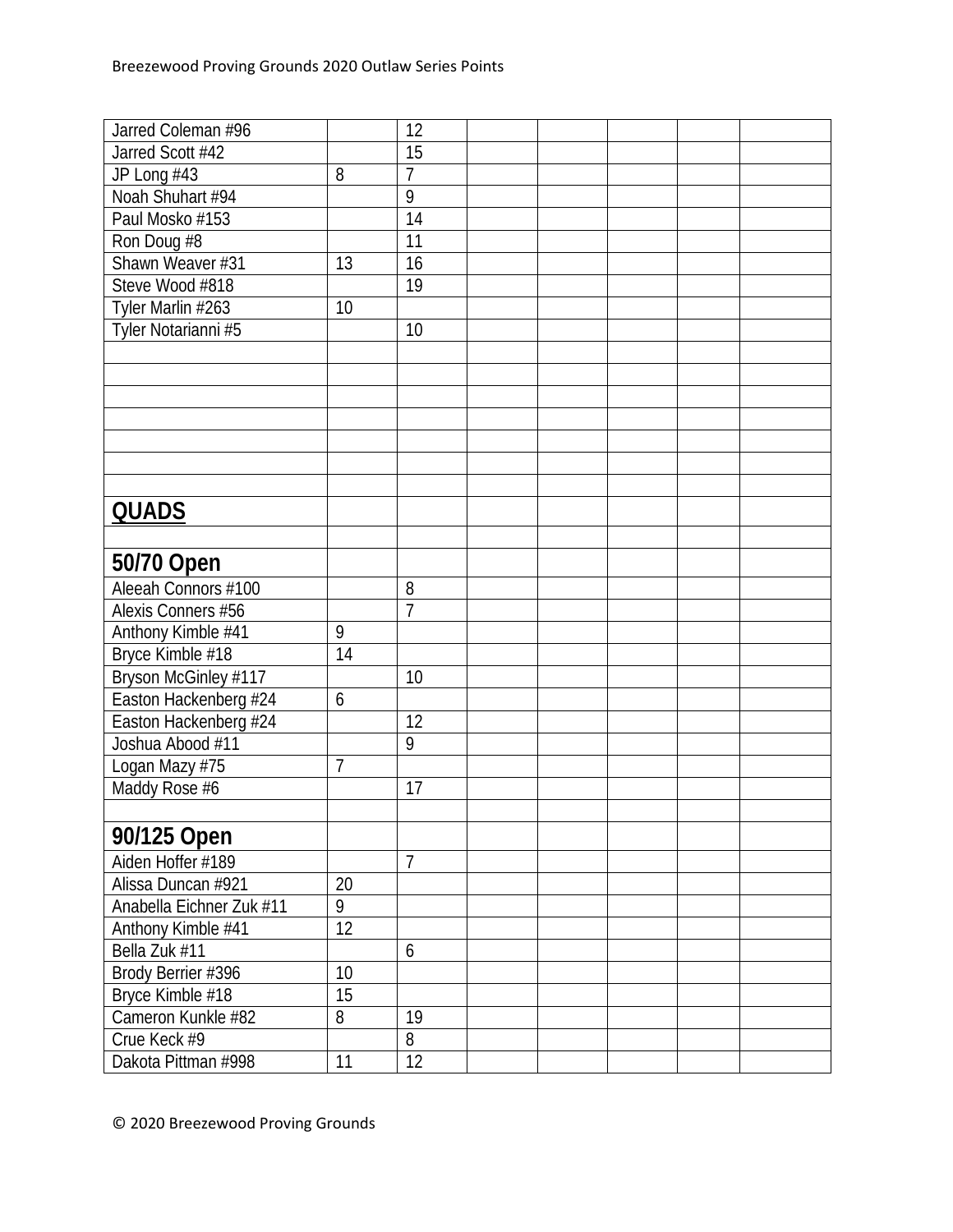| | | | | | | | | |
|---|---|---|---|---|---|---|---|---|
| Jarred Coleman #96 | | 12 | | | | | | |
| Jarred Scott #42 | | 15 | | | | | | |
| JP Long #43 | 8 | 7 | | | | | | |
| Noah Shuhart #94 | | 9 | | | | | | |
| Paul Mosko #153 | | 14 | | | | | | |
| Ron Doug #8 | | 11 | | | | | | |
| Shawn Weaver #31 | 13 | 16 | | | | | | |
| Steve Wood #818 | | 19 | | | | | | |
| Tyler Marlin #263 | 10 | | | | | | | |
| Tyler Notarianni #5 | | 10 | | | | | | |
| | | | | | | | | |
| | | | | | | | | |
| | | | | | | | | |
| | | | | | | | | |
| | | | | | | | | |
| | | | | | | | | |
| | | | | | | | | |
| **QUADS** | | | | | | | | |
| | | | | | | | | |
| **50/70 Open** | | | | | | | | |
| Aleeah Connors #100 | | 8 | | | | | | |
| Alexis Conners #56 | | 7 | | | | | | |
| Anthony Kimble #41 | 9 | | | | | | | |
| Bryce Kimble #18 | 14 | | | | | | | |
| Bryson McGinley #117 | | 10 | | | | | | |
| Easton Hackenberg #24 | 6 | | | | | | | |
| Easton Hackenberg #24 | | 12 | | | | | | |
| Joshua Abood #11 | | 9 | | | | | | |
| Logan Mazy #75 | 7 | | | | | | | |
| Maddy Rose #6 | | 17 | | | | | | |
| | | | | | | | | |
| **90/125 Open** | | | | | | | | |
| Aiden Hoffer #189 | | 7 | | | | | | |
| Alissa Duncan #921 | 20 | | | | | | | |
| Anabella Eichner Zuk #11 | 9 | | | | | | | |
| Anthony Kimble #41 | 12 | | | | | | | |
| Bella Zuk #11 | | 6 | | | | | | |
| Brody Berrier #396 | 10 | | | | | | | |
| Bryce Kimble #18 | 15 | | | | | | | |
| Cameron Kunkle #82 | 8 | 19 | | | | | | |
| Crue Keck #9 | | 8 | | | | | | |
| Dakota Pittman #998 | 11 | 12 | | | | | | |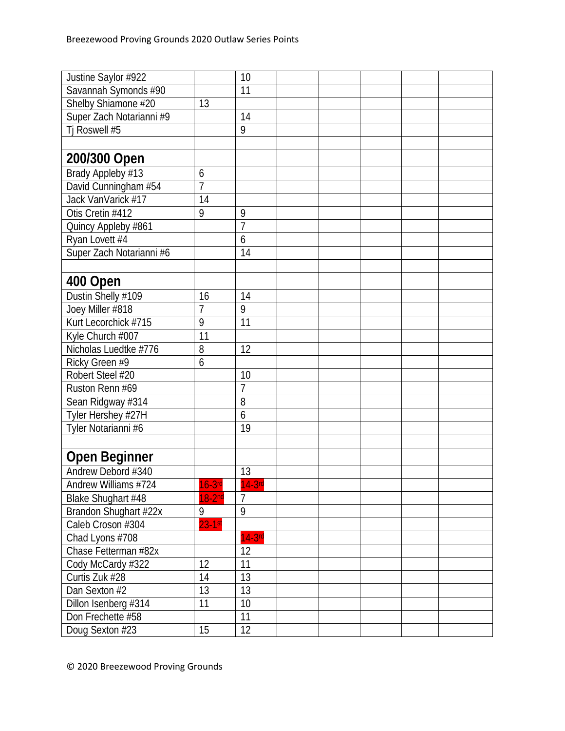| | | | | | | | |
|---|---|---|---|---|---|---|---|
| Justine Saylor #922 | | 10 | | | | | |
| Savannah Symonds #90 | | 11 | | | | | |
| Shelby Shiamone #20 | 13 | | | | | | |
| Super Zach Notarianni #9 | | 14 | | | | | |
| Tj Roswell #5 | | 9 | | | | | |
| | | | | | | | |
| **200/300 Open** | | | | | | | |
| Brady Appleby #13 | 6 | | | | | | |
| David Cunningham #54 | 7 | | | | | | |
| Jack VanVarick #17 | 14 | | | | | | |
| Otis Cretin #412 | 9 | 9 | | | | | |
| Quincy Appleby #861 | | 7 | | | | | |
| Ryan Lovett #4 | | 6 | | | | | |
| Super Zach Notarianni #6 | | 14 | | | | | |
| | | | | | | | |
| **400 Open** | | | | | | | |
| Dustin Shelly #109 | 16 | 14 | | | | | |
| Joey Miller #818 | 7 | 9 | | | | | |
| Kurt Lecorchick #715 | 9 | 11 | | | | | |
| Kyle Church #007 | 11 | | | | | | |
| Nicholas Luedtke #776 | 8 | 12 | | | | | |
| Ricky Green #9 | 6 | | | | | | |
| Robert Steel #20 | | 10 | | | | | |
| Ruston Renn #69 | | 7 | | | | | |
| Sean Ridgway #314 | | 8 | | | | | |
| Tyler Hershey #27H | | 6 | | | | | |
| Tyler Notarianni #6 | | 19 | | | | | |
| | | | | | | | |
| **Open Beginner** | | | | | | | |
| Andrew Debord #340 | | 13 | | | | | |
| Andrew Williams #724 | 16-3rd | 14-3rd | | | | | |
| Blake Shughart #48 | 18-2nd | 7 | | | | | |
| Brandon Shughart #22x | 9 | 9 | | | | | |
| Caleb Croson #304 | 23-1st | | | | | | |
| Chad Lyons #708 | | 14-3rd | | | | | |
| Chase Fetterman #82x | | 12 | | | | | |
| Cody McCardy #322 | 12 | 11 | | | | | |
| Curtis Zuk #28 | 14 | 13 | | | | | |
| Dan Sexton #2 | 13 | 13 | | | | | |
| Dillon Isenberg #314 | 11 | 10 | | | | | |
| Don Frechette #58 | | 11 | | | | | |
| Doug Sexton #23 | 15 | 12 | | | | | |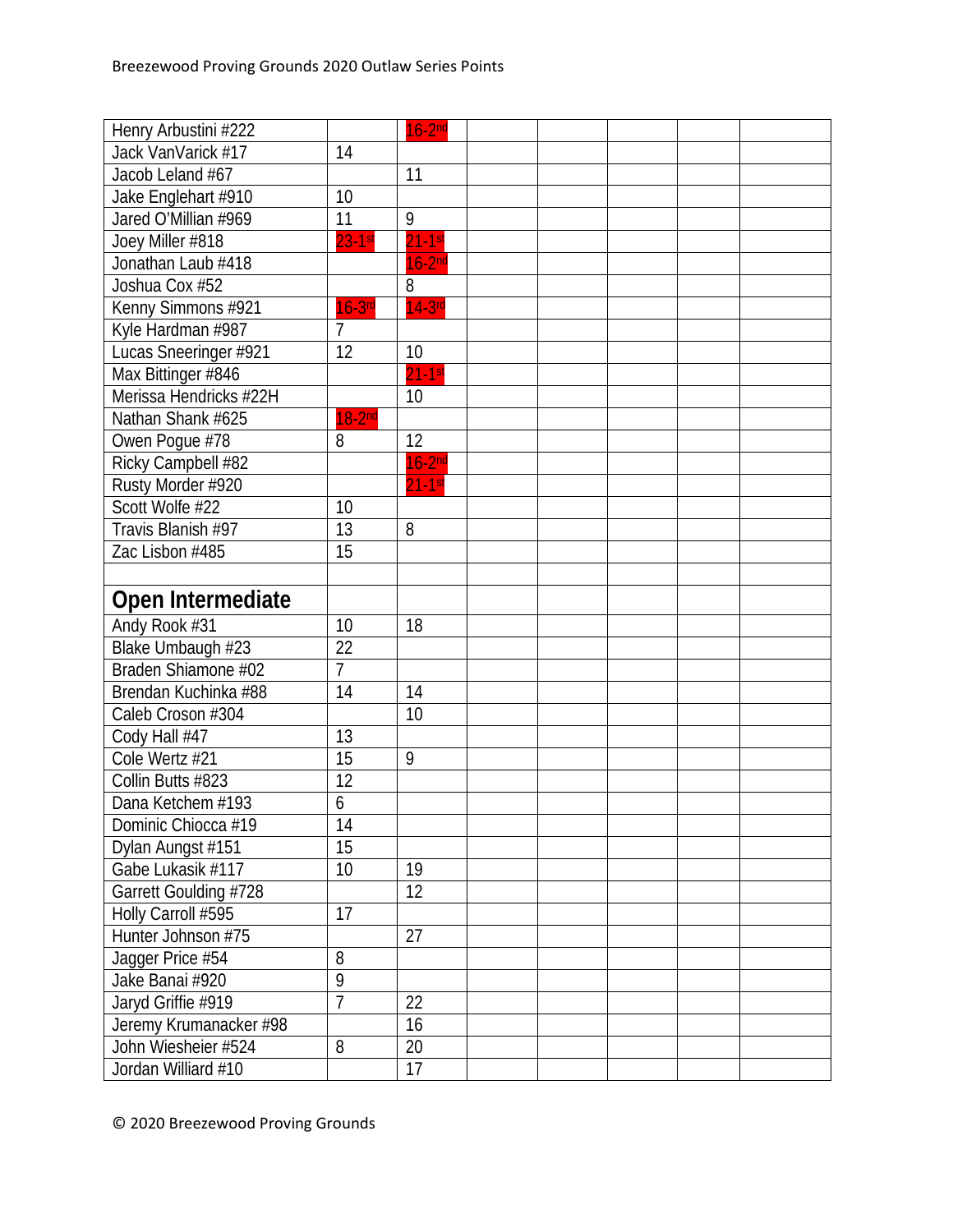| | | | | | | | |
|---|---|---|---|---|---|---|---|
| Henry Arbustini #222 | | 16-2nd | | | | | |
| Jack VanVarick #17 | 14 | | | | | | |
| Jacob Leland #67 | | 11 | | | | | |
| Jake Englehart #910 | 10 | | | | | | |
| Jared O'Millian #969 | 11 | 9 | | | | | |
| Joey Miller #818 | 23-1st | 21-1st | | | | | |
| Jonathan Laub #418 | | 16-2nd | | | | | |
| Joshua Cox #52 | | 8 | | | | | |
| Kenny Simmons #921 | 16-3rd | 14-3rd | | | | | |
| Kyle Hardman #987 | 7 | | | | | | |
| Lucas Sneeringer #921 | 12 | 10 | | | | | |
| Max Bittinger #846 | | 21-1st | | | | | |
| Merissa Hendricks #22H | | 10 | | | | | |
| Nathan Shank #625 | 18-2nd | | | | | | |
| Owen Pogue #78 | 8 | 12 | | | | | |
| Ricky Campbell #82 | | 16-2nd | | | | | |
| Rusty Morder #920 | | 21-1st | | | | | |
| Scott Wolfe #22 | 10 | | | | | | |
| Travis Blanish #97 | 13 | 8 | | | | | |
| Zac Lisbon #485 | 15 | | | | | | |
| | | | | | | | |
| **Open Intermediate** | | | | | | | |
| Andy Rook #31 | 10 | 18 | | | | | |
| Blake Umbaugh #23 | 22 | | | | | | |
| Braden Shiamone #02 | 7 | | | | | | |
| Brendan Kuchinka #88 | 14 | 14 | | | | | |
| Caleb Croson #304 | | 10 | | | | | |
| Cody Hall #47 | 13 | | | | | | |
| Cole Wertz #21 | 15 | 9 | | | | | |
| Collin Butts #823 | 12 | | | | | | |
| Dana Ketchem #193 | 6 | | | | | | |
| Dominic Chiocca #19 | 14 | | | | | | |
| Dylan Aungst #151 | 15 | | | | | | |
| Gabe Lukasik #117 | 10 | 19 | | | | | |
| Garrett Goulding #728 | | 12 | | | | | |
| Holly Carroll #595 | 17 | | | | | | |
| Hunter Johnson #75 | | 27 | | | | | |
| Jagger Price #54 | 8 | | | | | | |
| Jake Banai #920 | 9 | | | | | | |
| Jaryd Griffie #919 | 7 | 22 | | | | | |
| Jeremy Krumanacker #98 | | 16 | | | | | |
| John Wiesheier #524 | 8 | 20 | | | | | |
| Jordan Williard #10 | | 17 | | | | | |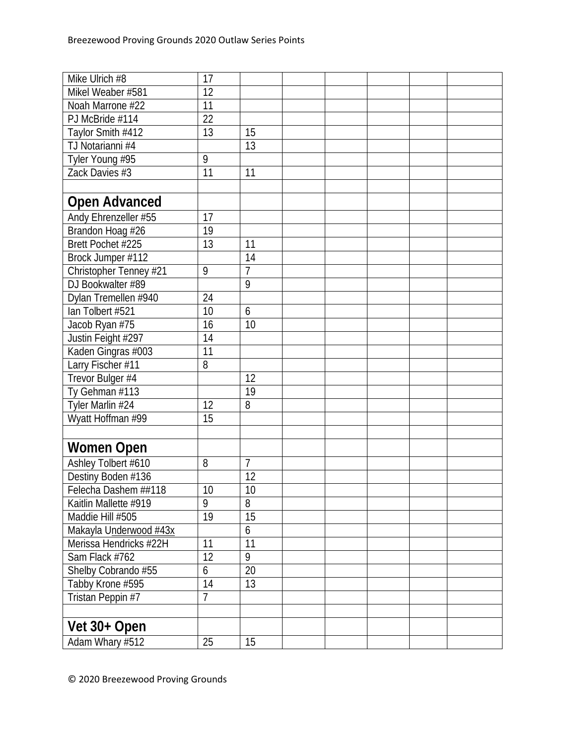| | | | | | | | |
|---|---|---|---|---|---|---|---|
| Mike Ulrich #8 | 17 | | | | | | |
| Mikel Weaber #581 | 12 | | | | | | |
| Noah Marrone #22 | 11 | | | | | | |
| PJ McBride #114 | 22 | | | | | | |
| Taylor Smith #412 | 13 | 15 | | | | | |
| TJ Notarianni #4 | | 13 | | | | | |
| Tyler Young #95 | 9 | | | | | | |
| Zack Davies #3 | 11 | 11 | | | | | |
| | | | | | | | |
| **Open Advanced** | | | | | | | |
| Andy Ehrenzeller #55 | 17 | | | | | | |
| Brandon Hoag #26 | 19 | | | | | | |
| Brett Pochet #225 | 13 | 11 | | | | | |
| Brock Jumper #112 | | 14 | | | | | |
| Christopher Tenney #21 | 9 | 7 | | | | | |
| DJ Bookwalter #89 | | 9 | | | | | |
| Dylan Tremellen #940 | 24 | | | | | | |
| Ian Tolbert #521 | 10 | 6 | | | | | |
| Jacob Ryan #75 | 16 | 10 | | | | | |
| Justin Feight #297 | 14 | | | | | | |
| Kaden Gingras #003 | 11 | | | | | | |
| Larry Fischer #11 | 8 | | | | | | |
| Trevor Bulger #4 | | 12 | | | | | |
| Ty Gehman #113 | | 19 | | | | | |
| Tyler Marlin #24 | 12 | 8 | | | | | |
| Wyatt Hoffman #99 | 15 | | | | | | |
| | | | | | | | |
| **Women Open** | | | | | | | |
| Ashley Tolbert #610 | 8 | 7 | | | | | |
| Destiny Boden #136 | | 12 | | | | | |
| Felecha Dashem ##118 | 10 | 10 | | | | | |
| Kaitlin Mallette #919 | 9 | 8 | | | | | |
| Maddie Hill #505 | 19 | 15 | | | | | |
| Makayla Underwood #43x | | 6 | | | | | |
| Merissa Hendricks #22H | 11 | 11 | | | | | |
| Sam Flack #762 | 12 | 9 | | | | | |
| Shelby Cobrando #55 | 6 | 20 | | | | | |
| Tabby Krone #595 | 14 | 13 | | | | | |
| Tristan Peppin #7 | 7 | | | | | | |
| | | | | | | | |
| **Vet 30+ Open** | | | | | | | |
| Adam Whary #512 | 25 | 15 | | | | | |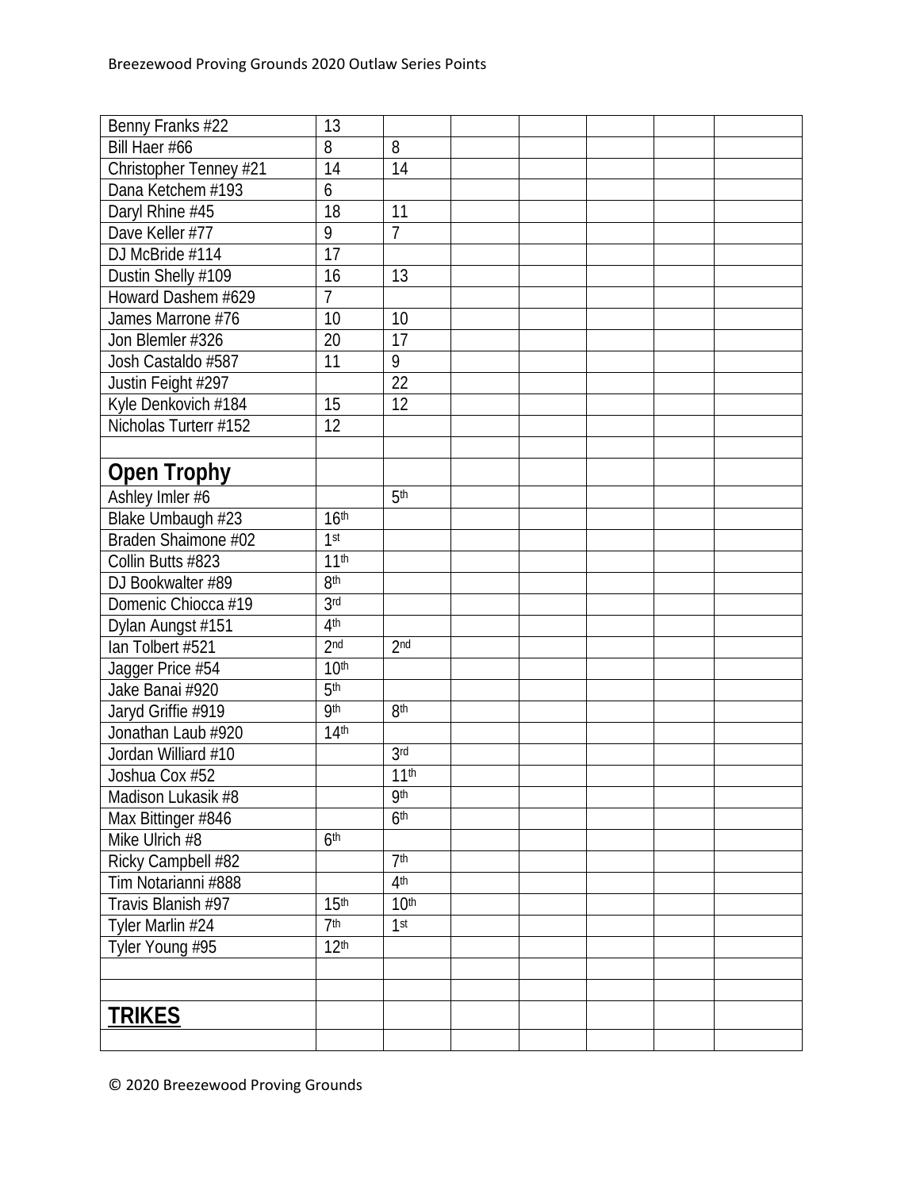| | | | | | | | |
|---|---|---|---|---|---|---|---|
| Benny Franks #22 | 13 | | | | | | |
| Bill Haer #66 | 8 | 8 | | | | | |
| Christopher Tenney #21 | 14 | 14 | | | | | |
| Dana Ketchem #193 | 6 | | | | | | |
| Daryl Rhine #45 | 18 | 11 | | | | | |
| Dave Keller #77 | 9 | 7 | | | | | |
| DJ McBride #114 | 17 | | | | | | |
| Dustin Shelly #109 | 16 | 13 | | | | | |
| Howard Dashem #629 | 7 | | | | | | |
| James Marrone #76 | 10 | 10 | | | | | |
| Jon Blemler #326 | 20 | 17 | | | | | |
| Josh Castaldo #587 | 11 | 9 | | | | | |
| Justin Feight #297 | | 22 | | | | | |
| Kyle Denkovich #184 | 15 | 12 | | | | | |
| Nicholas Turterr #152 | 12 | | | | | | |
| | | | | | | | |
| **Open Trophy** | | | | | | | |
| Ashley Imler #6 | | 5th | | | | | |
| Blake Umbaugh #23 | 16th | | | | | | |
| Braden Shaimone #02 | 1st | | | | | | |
| Collin Butts #823 | 11th | | | | | | |
| DJ Bookwalter #89 | 8th | | | | | | |
| Domenic Chiocca #19 | 3rd | | | | | | |
| Dylan Aungst #151 | 4th | | | | | | |
| Ian Tolbert #521 | 2nd | 2nd | | | | | |
| Jagger Price #54 | 10th | | | | | | |
| Jake Banai #920 | 5th | | | | | | |
| Jaryd Griffie #919 | 9th | 8th | | | | | |
| Jonathan Laub #920 | 14th | | | | | | |
| Jordan Williard #10 | | 3rd | | | | | |
| Joshua Cox #52 | | 11th | | | | | |
| Madison Lukasik #8 | | 9th | | | | | |
| Max Bittinger #846 | | 6th | | | | | |
| Mike Ulrich #8 | 6th | | | | | | |
| Ricky Campbell #82 | | 7th | | | | | |
| Tim Notarianni #888 | | 4th | | | | | |
| Travis Blanish #97 | 15th | 10th | | | | | |
| Tyler Marlin #24 | 7th | 1st | | | | | |
| Tyler Young #95 | 12th | | | | | | |
| | | | | | | | |
| | | | | | | | |
| **TRIKES** | | | | | | | |
| | | | | | | | |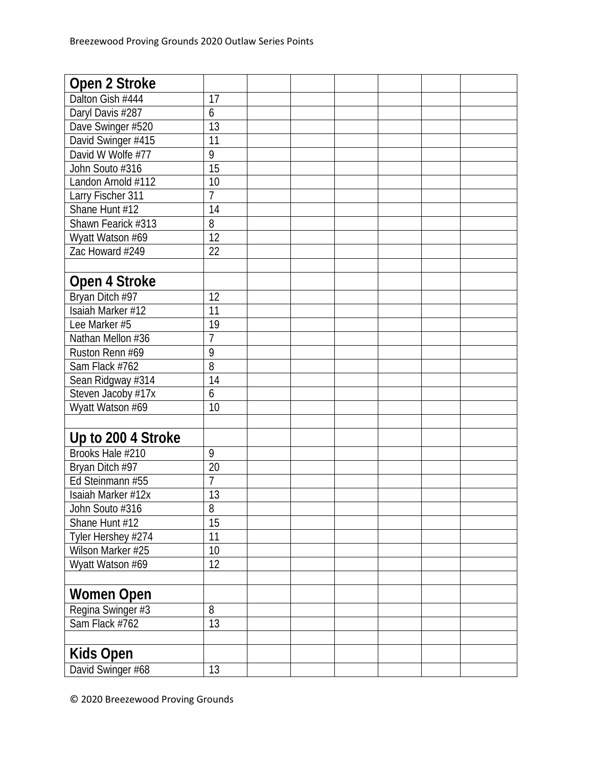| Open 2 Stroke | | | | | | | |
|---|---|---|---|---|---|---|---|
| Dalton Gish #444 | 17 | | | | | | |
| Daryl Davis #287 | 6 | | | | | | |
| Dave Swinger #520 | 13 | | | | | | |
| David Swinger #415 | 11 | | | | | | |
| David W Wolfe #77 | 9 | | | | | | |
| John Souto #316 | 15 | | | | | | |
| Landon Arnold #112 | 10 | | | | | | |
| Larry Fischer 311 | 7 | | | | | | |
| Shane Hunt #12 | 14 | | | | | | |
| Shawn Fearick #313 | 8 | | | | | | |
| Wyatt Watson #69 | 12 | | | | | | |
| Zac Howard #249 | 22 | | | | | | |
| | | | | | | | |
| **Open 4 Stroke** | | | | | | | |
| Bryan Ditch #97 | 12 | | | | | | |
| Isaiah Marker #12 | 11 | | | | | | |
| Lee Marker #5 | 19 | | | | | | |
| Nathan Mellon #36 | 7 | | | | | | |
| Ruston Renn #69 | 9 | | | | | | |
| Sam Flack #762 | 8 | | | | | | |
| Sean Ridgway #314 | 14 | | | | | | |
| Steven Jacoby #17x | 6 | | | | | | |
| Wyatt Watson #69 | 10 | | | | | | |
| | | | | | | | |
| **Up to 200 4 Stroke** | | | | | | | |
| Brooks Hale #210 | 9 | | | | | | |
| Bryan Ditch #97 | 20 | | | | | | |
| Ed Steinmann #55 | 7 | | | | | | |
| Isaiah Marker #12x | 13 | | | | | | |
| John Souto #316 | 8 | | | | | | |
| Shane Hunt #12 | 15 | | | | | | |
| Tyler Hershey #274 | 11 | | | | | | |
| Wilson Marker #25 | 10 | | | | | | |
| Wyatt Watson #69 | 12 | | | | | | |
| | | | | | | | |
| **Women Open** | | | | | | | |
| Regina Swinger #3 | 8 | | | | | | |
| Sam Flack #762 | 13 | | | | | | |
| | | | | | | | |
| **Kids Open** | | | | | | | |
| David Swinger #68 | 13 | | | | | | |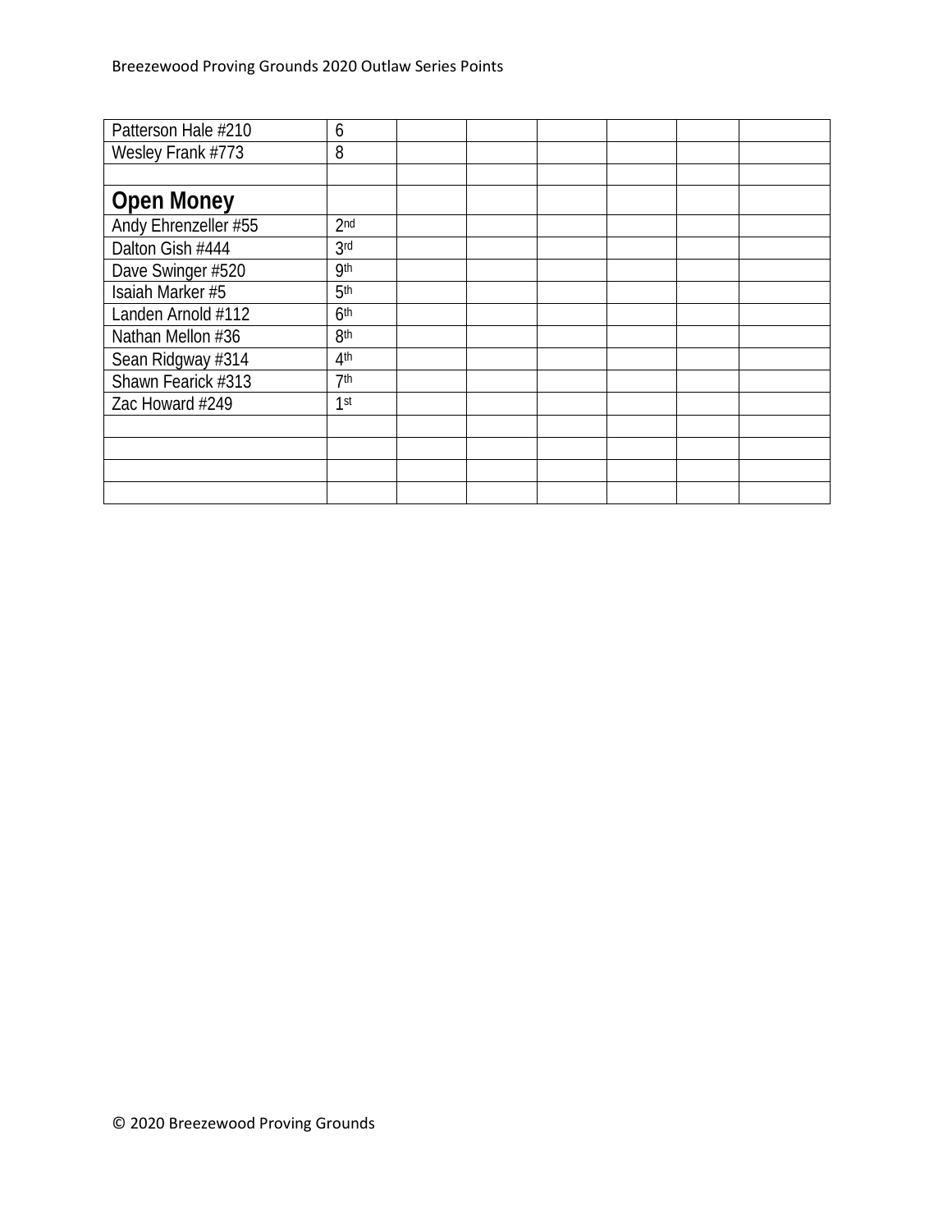| | | | | | | | |
|---|---|---|---|---|---|---|---|
| Patterson Hale #210 | 6 | | | | | | |
| Wesley Frank #773 | 8 | | | | | | |
| | | | | | | | |
| **Open Money** | | | | | | | |
| Andy Ehrenzeller #55 | 2nd | | | | | | |
| Dalton Gish #444 | 3rd | | | | | | |
| Dave Swinger #520 | 9th | | | | | | |
| Isaiah Marker #5 | 5th | | | | | | |
| Landen Arnold #112 | 6th | | | | | | |
| Nathan Mellon #36 | 8th | | | | | | |
| Sean Ridgway #314 | 4th | | | | | | |
| Shawn Fearick #313 | 7th | | | | | | |
| Zac Howard #249 | 1st | | | | | | |
| | | | | | | | |
| | | | | | | | |
| | | | | | | | |
| | | | | | | | |